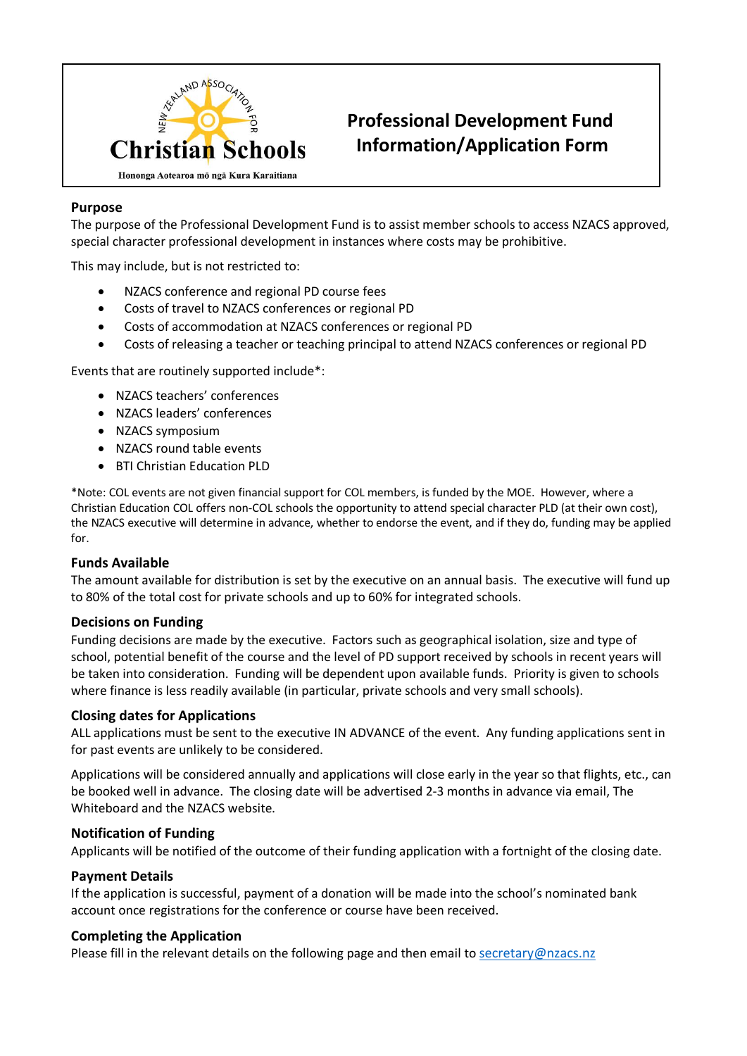New Zealand Association for Christian Schools

Hononga Aotearoa mō ngā Kura Karaitiana

# Professional Development Fund Information/Application Form

## Purpose

The purpose of the Professional Development Fund is to assist member schools to access NZACS approved, special character professional development in instances where costs may be prohibitive.

This may include, but is not restricted to:

- NZACS conference and regional PD course fees
- Costs of travel to NZACS conferences or regional PD
- Costs of accommodation at NZACS conferences or regional PD
- Costs of releasing a teacher or teaching principal to attend NZACS conferences or regional PD

Events that are routinely supported include*:

- NZACS teachers' conferences
- NZACS leaders' conferences
- NZACS symposium
- NZACS round table events
- BTI Christian Education PLD

*Note: COL events are not given financial support for COL members, is funded by the MOE. However, where a Christian Education COL offers non-COL schools the opportunity to attend special character PLD (at their own cost), the NZACS executive will determine in advance, whether to endorse the event, and if they do, funding may be applied for.

## Funds Available

The amount available for distribution is set by the executive on an annual basis. The executive will fund up to 80% of the total cost for private schools and up to 60% for integrated schools.

## Decisions on Funding

Funding decisions are made by the executive. Factors such as geographical isolation, size and type of school, potential benefit of the course and the level of PD support received by schools in recent years will be taken into consideration. Funding will be dependent upon available funds. Priority is given to schools where finance is less readily available (in particular, private schools and very small schools).

## Closing dates for Applications

ALL applications must be sent to the executive IN ADVANCE of the event. Any funding applications sent in for past events are unlikely to be considered.

Applications will be considered annually and applications will close early in the year so that flights, etc., can be booked well in advance. The closing date will be advertised 2-3 months in advance via email, The Whiteboard and the NZACS website.

## Notification of Funding

Applicants will be notified of the outcome of their funding application with a fortnight of the closing date.

## Payment Details

If the application is successful, payment of a donation will be made into the school's nominated bank account once registrations for the conference or course have been received.

## Completing the Application

Please fill in the relevant details on the following page and then email to [secretary@nzacs.nz](mailto:secretary@nzacs.nz)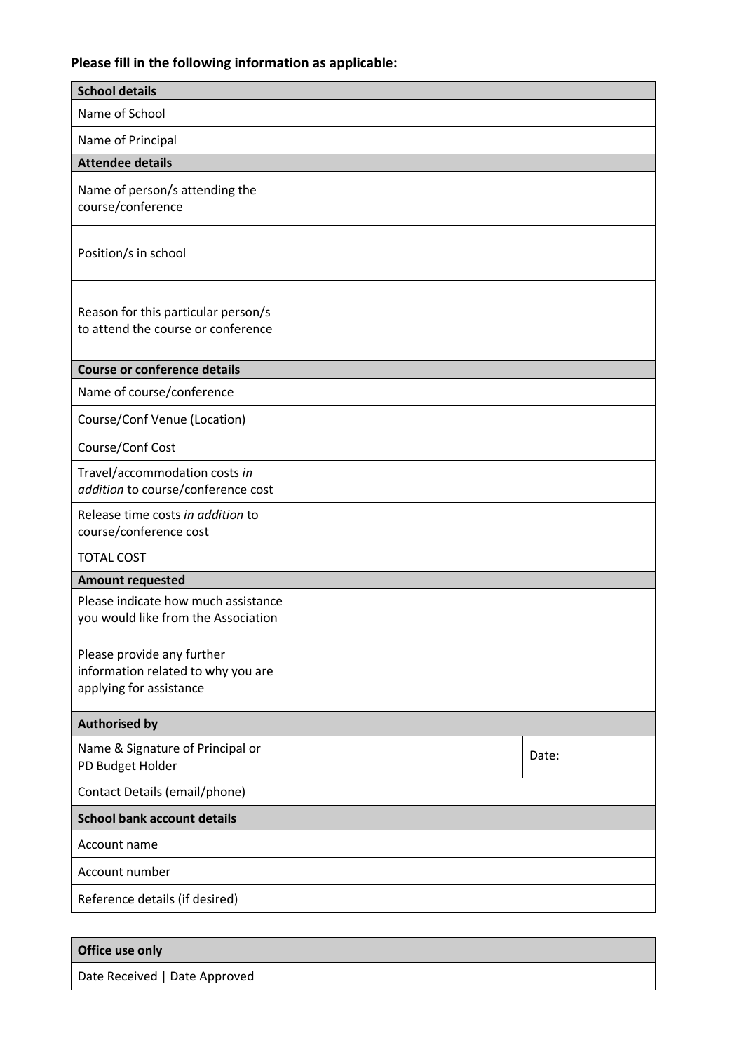**Please fill in the following information as applicable:**

| | | |
|---|---|---|
| **School details** | | |
| Name of School | | |
| Name of Principal | | |
| **Attendee details** | | |
| Name of person/s attending the course/conference | | |
| Position/s in school | | |
| Reason for this particular person/s to attend the course or conference | | |
| **Course or conference details** | | |
| Name of course/conference | | |
| Course/Conf Venue (Location) | | |
| Course/Conf Cost | | |
| Travel/accommodation costs *in addition* to course/conference cost | | |
| Release time costs *in addition* to course/conference cost | | |
| TOTAL COST | | |
| **Amount requested** | | |
| Please indicate how much assistance you would like from the Association | | |
| Please provide any further information related to why you are applying for assistance | | |
| **Authorised by** | | |
| Name & Signature of Principal or PD Budget Holder | | Date: |
| Contact Details (email/phone) | | |
| **School bank account details** | | |
| Account name | | |
| Account number | | |
| Reference details (if desired) | | |

| | |
|---|---|
| **Office use only** | |
| Date Received \| Date Approved | |